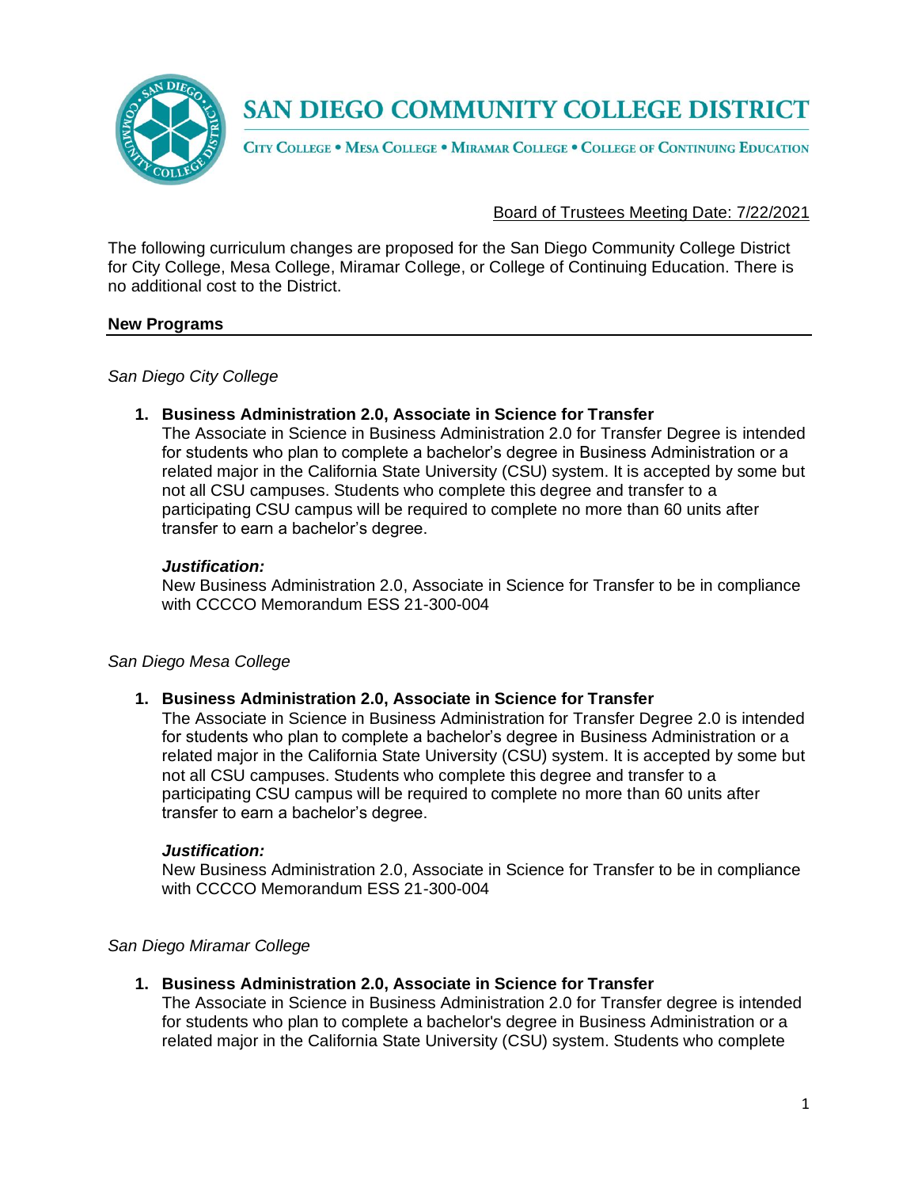# SAN DIEGO COMMUNITY COLLEGE DISTRICT

CITY COLLEGE • MESA COLLEGE • MIRAMAR COLLEGE • COLLEGE OF CONTINUING EDUCATION

Board of Trustees Meeting Date: 7/22/2021

The following curriculum changes are proposed for the San Diego Community College District for City College, Mesa College, Miramar College, or College of Continuing Education. There is no additional cost to the District.

## New Programs

*San Diego City College*

1. **Business Administration 2.0, Associate in Science for Transfer**
   The Associate in Science in Business Administration 2.0 for Transfer Degree is intended for students who plan to complete a bachelor's degree in Business Administration or a related major in the California State University (CSU) system. It is accepted by some but not all CSU campuses. Students who complete this degree and transfer to a participating CSU campus will be required to complete no more than 60 units after transfer to earn a bachelor's degree.

   ***Justification:***
   New Business Administration 2.0, Associate in Science for Transfer to be in compliance with CCCCO Memorandum ESS 21-300-004

*San Diego Mesa College*

1. **Business Administration 2.0, Associate in Science for Transfer**
   The Associate in Science in Business Administration for Transfer Degree 2.0 is intended for students who plan to complete a bachelor's degree in Business Administration or a related major in the California State University (CSU) system. It is accepted by some but not all CSU campuses. Students who complete this degree and transfer to a participating CSU campus will be required to complete no more than 60 units after transfer to earn a bachelor's degree.

   ***Justification:***
   New Business Administration 2.0, Associate in Science for Transfer to be in compliance with CCCCO Memorandum ESS 21-300-004

*San Diego Miramar College*

1. **Business Administration 2.0, Associate in Science for Transfer**
   The Associate in Science in Business Administration 2.0 for Transfer degree is intended for students who plan to complete a bachelor's degree in Business Administration or a related major in the California State University (CSU) system. Students who complete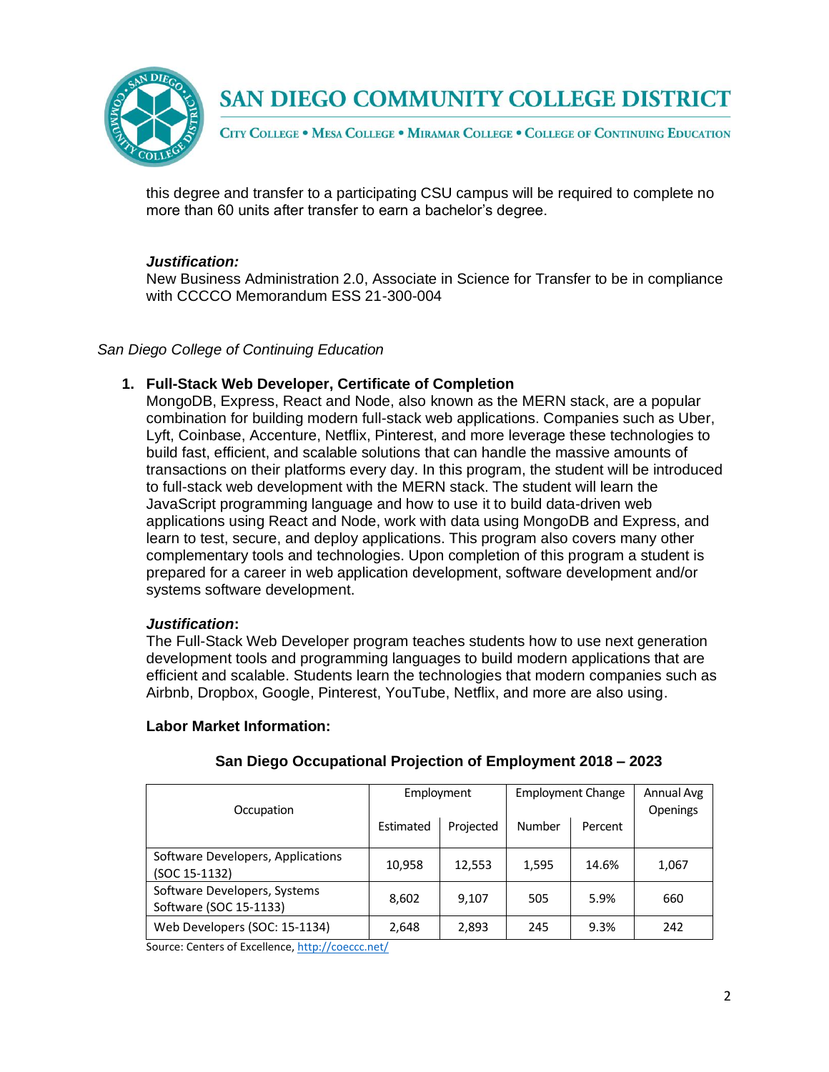this degree and transfer to a participating CSU campus will be required to complete no more than 60 units after transfer to earn a bachelor's degree.

***Justification:***
New Business Administration 2.0, Associate in Science for Transfer to be in compliance with CCCCO Memorandum ESS 21-300-004

*San Diego College of Continuing Education*

1. **Full-Stack Web Developer, Certificate of Completion**
MongoDB, Express, React and Node, also known as the MERN stack, are a popular combination for building modern full-stack web applications. Companies such as Uber, Lyft, Coinbase, Accenture, Netflix, Pinterest, and more leverage these technologies to build fast, efficient, and scalable solutions that can handle the massive amounts of transactions on their platforms every day. In this program, the student will be introduced to full-stack web development with the MERN stack. The student will learn the JavaScript programming language and how to use it to build data-driven web applications using React and Node, work with data using MongoDB and Express, and learn to test, secure, and deploy applications. This program also covers many other complementary tools and technologies. Upon completion of this program a student is prepared for a career in web application development, software development and/or systems software development.

***Justification*:**
The Full-Stack Web Developer program teaches students how to use next generation development tools and programming languages to build modern applications that are efficient and scalable. Students learn the technologies that modern companies such as Airbnb, Dropbox, Google, Pinterest, YouTube, Netflix, and more are also using.

**Labor Market Information:**

**San Diego Occupational Projection of Employment 2018 – 2023**

| Occupation | Employment | | Employment Change | | Annual Avg Openings |
|---|---|---|---|---|---|
| | Estimated | Projected | Number | Percent | |
| Software Developers, Applications (SOC 15-1132) | 10,958 | 12,553 | 1,595 | 14.6% | 1,067 |
| Software Developers, Systems Software (SOC 15-1133) | 8,602 | 9,107 | 505 | 5.9% | 660 |
| Web Developers (SOC: 15-1134) | 2,648 | 2,893 | 245 | 9.3% | 242 |

Source: Centers of Excellence, http://coeccc.net/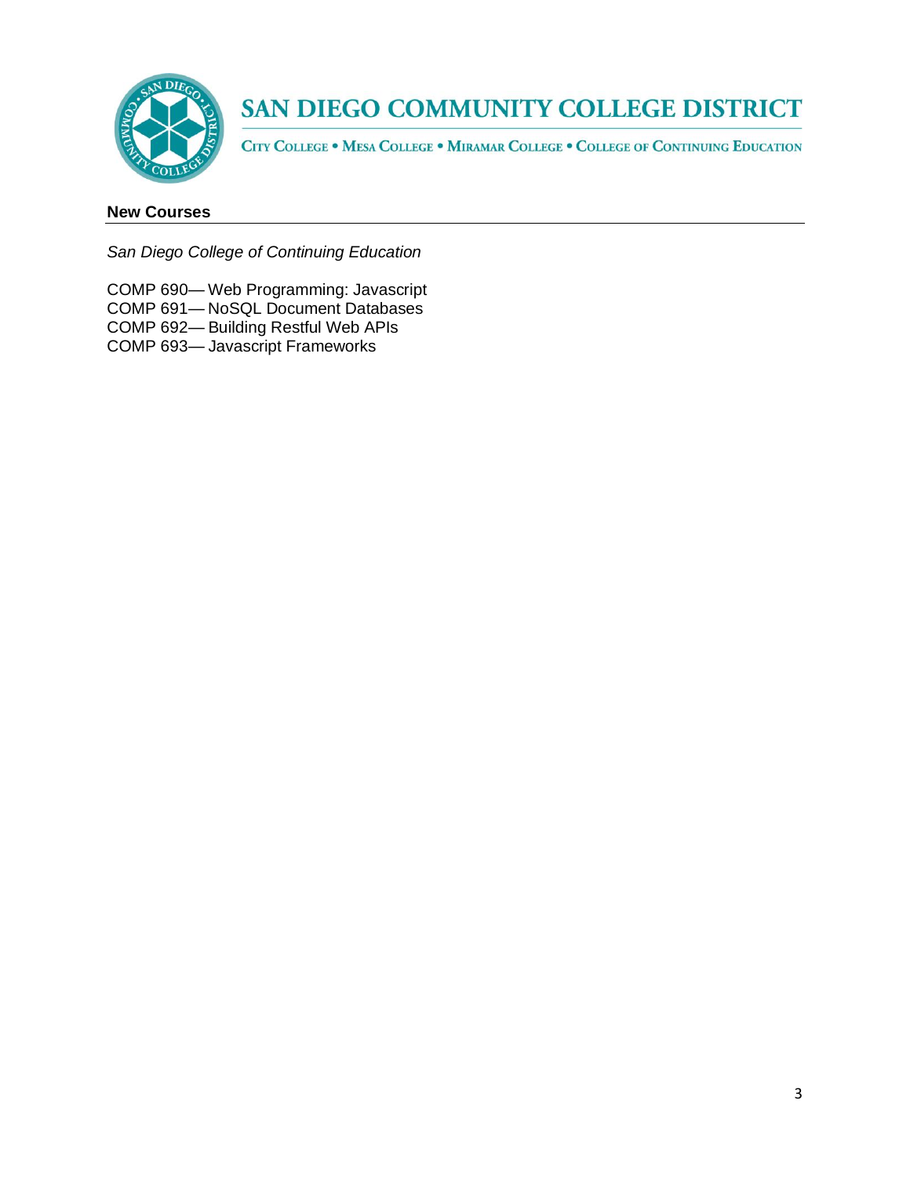## New Courses

*San Diego College of Continuing Education*

COMP 690— Web Programming: Javascript
COMP 691— NoSQL Document Databases
COMP 692— Building Restful Web APIs
COMP 693— Javascript Frameworks